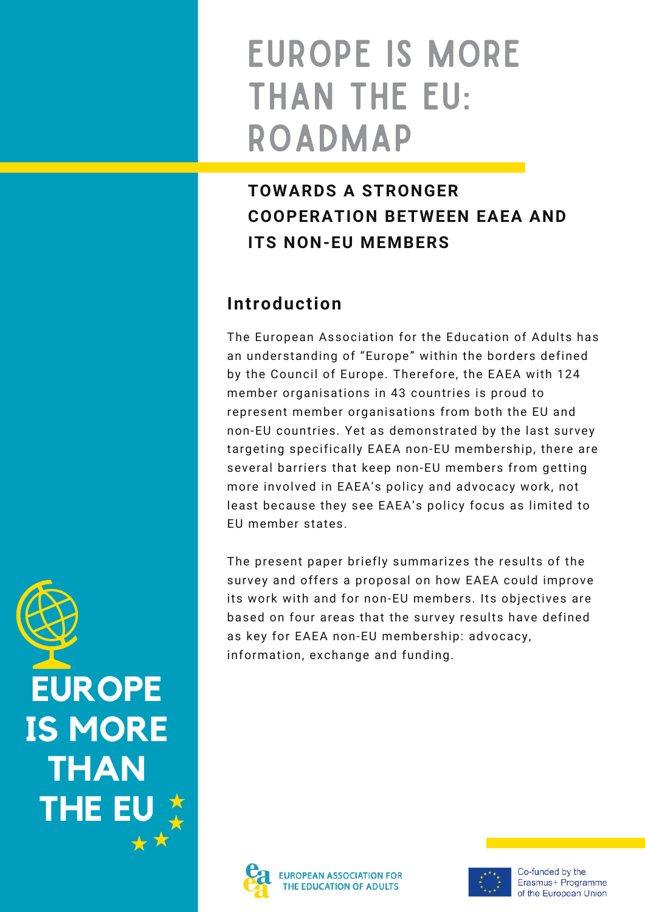# EUROPE IS MORE THAN THE EU: ROADMAP

## TOWARDS A STRONGER COOPERATION BETWEEN EAEA AND ITS NON-EU MEMBERS

### Introduction

The European Association for the Education of Adults has an understanding of "Europe" within the borders defined by the Council of Europe. Therefore, the EAEA with 124 member organisations in 43 countries is proud to represent member organisations from both the EU and non-EU countries. Yet as demonstrated by the last survey targeting specifically EAEA non-EU membership, there are several barriers that keep non-EU members from getting more involved in EAEA's policy and advocacy work, not least because they see EAEA's policy focus as limited to EU member states.

The present paper briefly summarizes the results of the survey and offers a proposal on how EAEA could improve its work with and for non-EU members. Its objectives are based on four areas that the survey results have defined as key for EAEA non-EU membership: advocacy, information, exchange and funding.

EUROPE IS MORE THAN THE EU

EUROPEAN ASSOCIATION FOR THE EDUCATION OF ADULTS

Co-funded by the Erasmus+ Programme of the European Union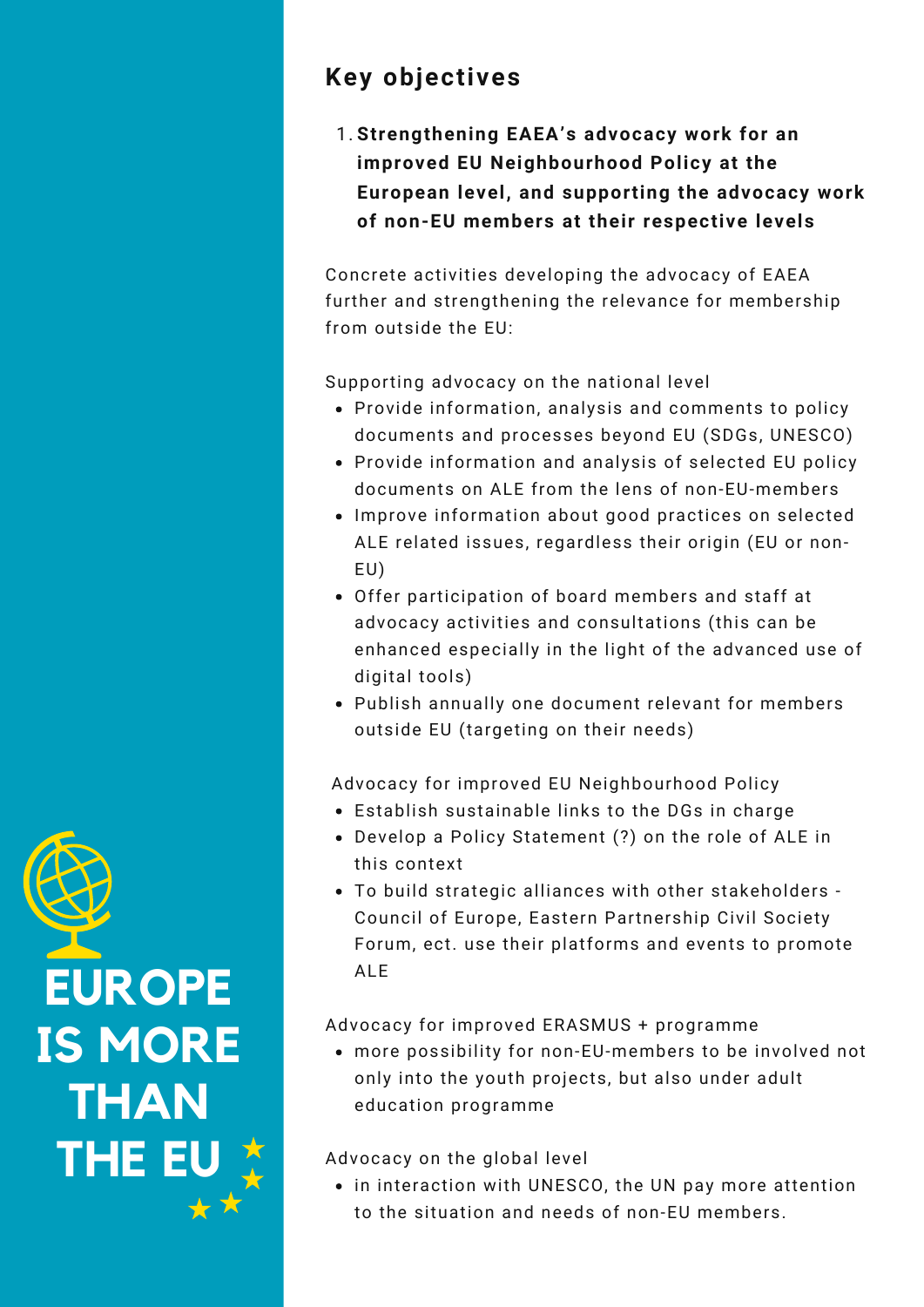## Key objectives

1. **Strengthening EAEA's advocacy work for an improved EU Neighbourhood Policy at the European level, and supporting the advocacy work of non-EU members at their respective levels**

Concrete activities developing the advocacy of EAEA further and strengthening the relevance for membership from outside the EU:

Supporting advocacy on the national level

- Provide information, analysis and comments to policy documents and processes beyond EU (SDGs, UNESCO)
- Provide information and analysis of selected EU policy documents on ALE from the lens of non-EU-members
- Improve information about good practices on selected ALE related issues, regardless their origin (EU or non-EU)
- Offer participation of board members and staff at advocacy activities and consultations (this can be enhanced especially in the light of the advanced use of digital tools)
- Publish annually one document relevant for members outside EU (targeting on their needs)

Advocacy for improved EU Neighbourhood Policy

- Establish sustainable links to the DGs in charge
- Develop a Policy Statement (?) on the role of ALE in this context
- To build strategic alliances with other stakeholders - Council of Europe, Eastern Partnership Civil Society Forum, ect. use their platforms and events to promote ALE

Advocacy for improved ERASMUS + programme

- more possibility for non-EU-members to be involved not only into the youth projects, but also under adult education programme

Advocacy on the global level

- in interaction with UNESCO, the UN pay more attention to the situation and needs of non-EU members.

**EUROPE IS MORE THAN THE EU**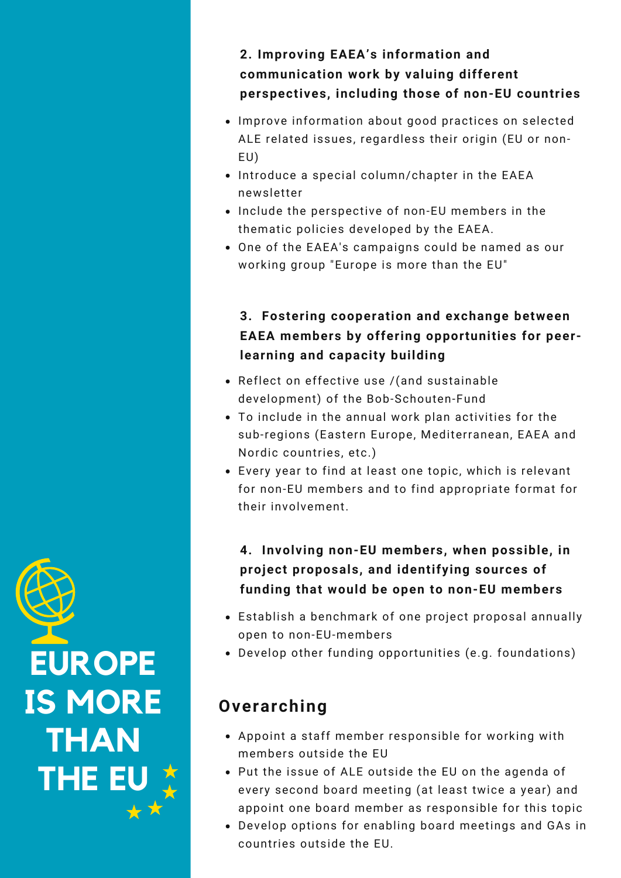**2. Improving EAEA's information and communication work by valuing different perspectives, including those of non-EU countries**

- Improve information about good practices on selected ALE related issues, regardless their origin (EU or non-EU)
- Introduce a special column/chapter in the EAEA newsletter
- Include the perspective of non-EU members in the thematic policies developed by the EAEA.
- One of the EAEA's campaigns could be named as our working group "Europe is more than the EU"

**3. Fostering cooperation and exchange between EAEA members by offering opportunities for peer-learning and capacity building**

- Reflect on effective use /(and sustainable development) of the Bob-Schouten-Fund
- To include in the annual work plan activities for the sub-regions (Eastern Europe, Mediterranean, EAEA and Nordic countries, etc.)
- Every year to find at least one topic, which is relevant for non-EU members and to find appropriate format for their involvement.

**4. Involving non-EU members, when possible, in project proposals, and identifying sources of funding that would be open to non-EU members**

- Establish a benchmark of one project proposal annually open to non-EU-members
- Develop other funding opportunities (e.g. foundations)

## Overarching

- Appoint a staff member responsible for working with members outside the EU
- Put the issue of ALE outside the EU on the agenda of every second board meeting (at least twice a year) and appoint one board member as responsible for this topic
- Develop options for enabling board meetings and GAs in countries outside the EU.

EUROPE IS MORE THAN THE EU